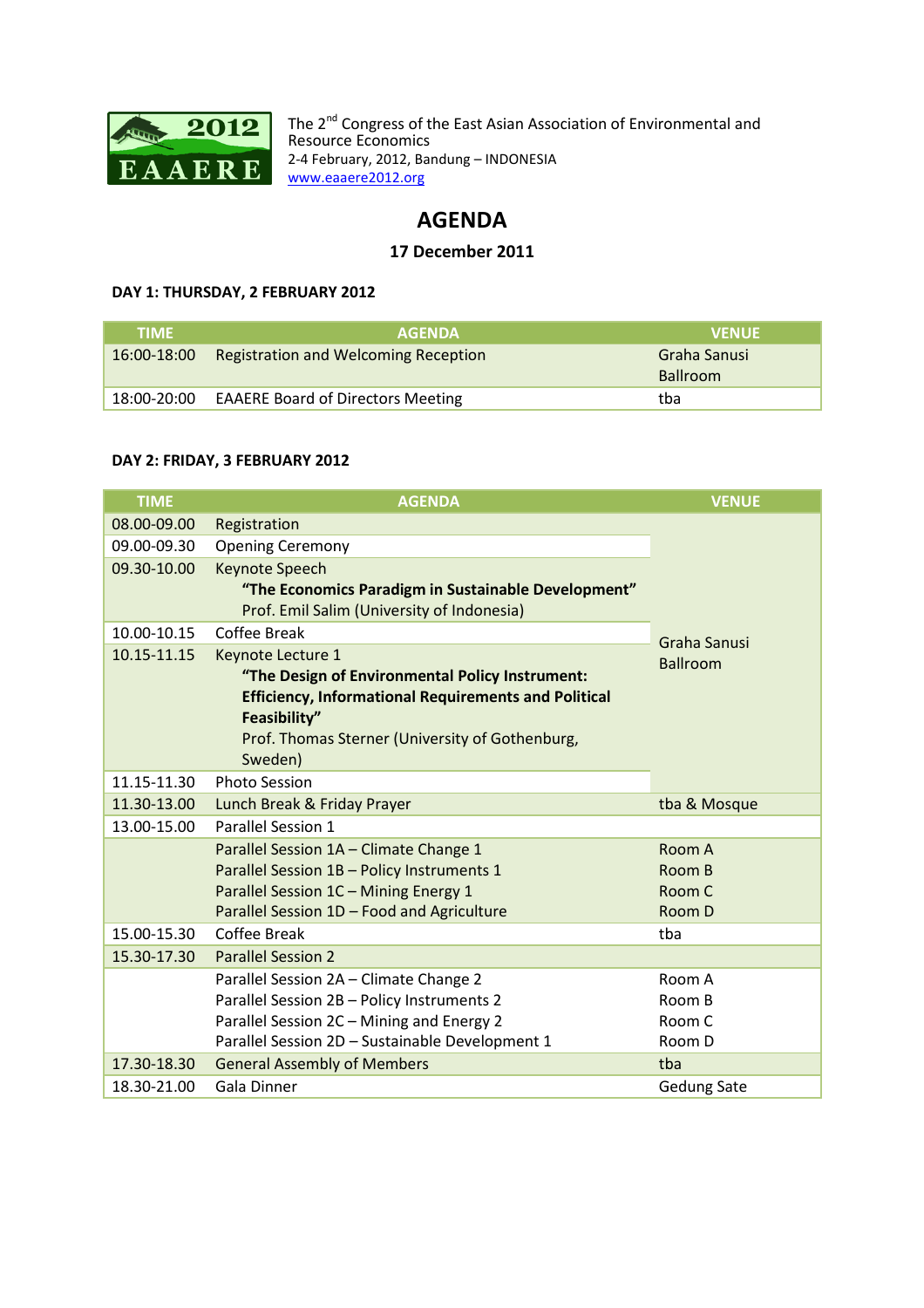The 2nd Congress of the East Asian Association of Environmental and Resource Economics
2-4 February, 2012, Bandung – INDONESIA
www.eaaere2012.org

# AGENDA

**17 December 2011**

### DAY 1: THURSDAY, 2 FEBRUARY 2012

| TIME | AGENDA | VENUE |
|---|---|---|
| 16:00-18:00 | Registration and Welcoming Reception | Graha Sanusi Ballroom |
| 18:00-20:00 | EAAERE Board of Directors Meeting | tba |

### DAY 2: FRIDAY, 3 FEBRUARY 2012

| TIME | AGENDA | VENUE |
|---|---|---|
| 08.00-09.00 | Registration | Graha Sanusi Ballroom |
| 09.00-09.30 | Opening Ceremony | |
| 09.30-10.00 | Keynote Speech<br>**"The Economics Paradigm in Sustainable Development"**<br>Prof. Emil Salim (University of Indonesia) | |
| 10.00-10.15 | Coffee Break | |
| 10.15-11.15 | Keynote Lecture 1<br>**"The Design of Environmental Policy Instrument: Efficiency, Informational Requirements and Political Feasibility"**<br>Prof. Thomas Sterner (University of Gothenburg, Sweden) | |
| 11.15-11.30 | Photo Session | |
| 11.30-13.00 | Lunch Break & Friday Prayer | tba & Mosque |
| 13.00-15.00 | Parallel Session 1 | |
| | Parallel Session 1A – Climate Change 1<br>Parallel Session 1B – Policy Instruments 1<br>Parallel Session 1C – Mining Energy 1<br>Parallel Session 1D – Food and Agriculture | Room A<br>Room B<br>Room C<br>Room D |
| 15.00-15.30 | Coffee Break | tba |
| 15.30-17.30 | Parallel Session 2 | |
| | Parallel Session 2A – Climate Change 2<br>Parallel Session 2B – Policy Instruments 2<br>Parallel Session 2C – Mining and Energy 2<br>Parallel Session 2D – Sustainable Development 1 | Room A<br>Room B<br>Room C<br>Room D |
| 17.30-18.30 | General Assembly of Members | tba |
| 18.30-21.00 | Gala Dinner | Gedung Sate |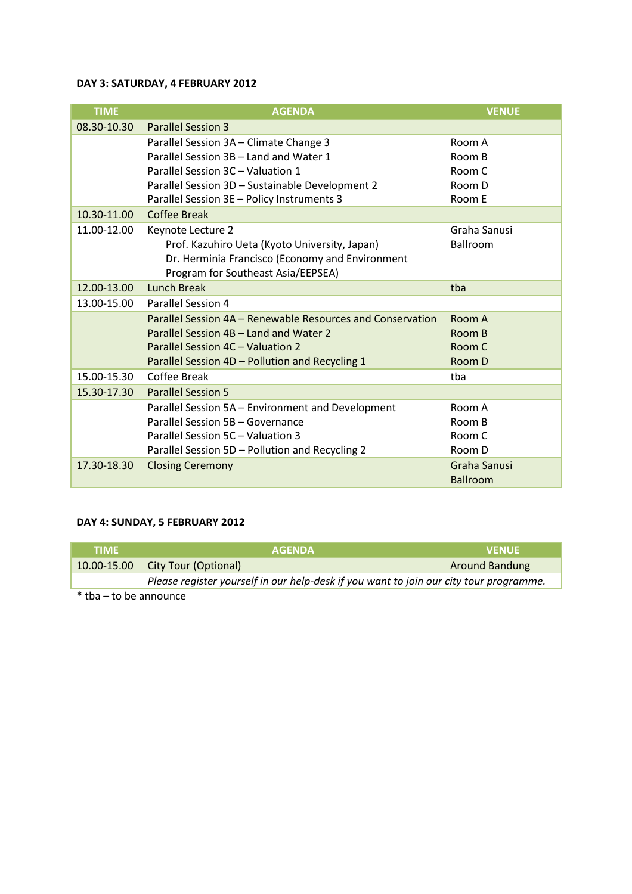**DAY 3: SATURDAY, 4 FEBRUARY 2012**

| TIME | AGENDA | VENUE |
|---|---|---|
| 08.30-10.30 | Parallel Session 3 | |
| | Parallel Session 3A – Climate Change 3 | Room A |
| | Parallel Session 3B – Land and Water 1 | Room B |
| | Parallel Session 3C – Valuation 1 | Room C |
| | Parallel Session 3D – Sustainable Development 2 | Room D |
| | Parallel Session 3E – Policy Instruments 3 | Room E |
| 10.30-11.00 | Coffee Break | |
| 11.00-12.00 | Keynote Lecture 2<br>Prof. Kazuhiro Ueta (Kyoto University, Japan)<br>Dr. Herminia Francisco (Economy and Environment Program for Southeast Asia/EEPSEA) | Graha Sanusi Ballroom |
| 12.00-13.00 | Lunch Break | tba |
| 13.00-15.00 | Parallel Session 4 | |
| | Parallel Session 4A – Renewable Resources and Conservation | Room A |
| | Parallel Session 4B – Land and Water 2 | Room B |
| | Parallel Session 4C – Valuation 2 | Room C |
| | Parallel Session 4D – Pollution and Recycling 1 | Room D |
| 15.00-15.30 | Coffee Break | tba |
| 15.30-17.30 | Parallel Session 5 | |
| | Parallel Session 5A – Environment and Development | Room A |
| | Parallel Session 5B – Governance | Room B |
| | Parallel Session 5C – Valuation 3 | Room C |
| | Parallel Session 5D – Pollution and Recycling 2 | Room D |
| 17.30-18.30 | Closing Ceremony | Graha Sanusi Ballroom |

**DAY 4: SUNDAY, 5 FEBRUARY 2012**

| TIME | AGENDA | VENUE |
|---|---|---|
| 10.00-15.00 | City Tour (Optional) | Around Bandung |
| | *Please register yourself in our help-desk if you want to join our city tour programme.* | |

* tba – to be announce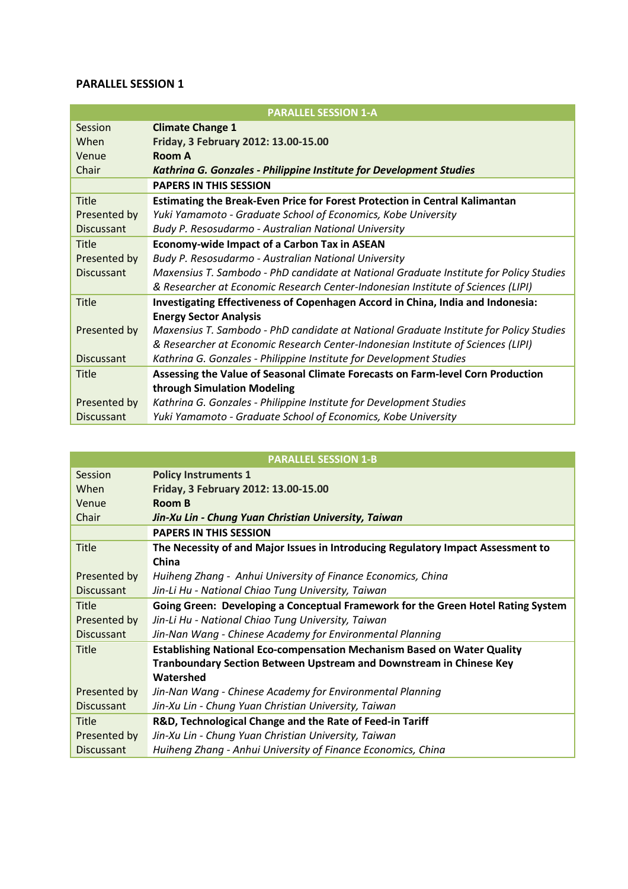## PARALLEL SESSION 1

| PARALLEL SESSION 1-A | |
|---|---|
| Session | **Climate Change 1** |
| When | **Friday, 3 February 2012: 13.00-15.00** |
| Venue | **Room A** |
| Chair | ***Kathrina G. Gonzales - Philippine Institute for Development Studies*** |
| | **PAPERS IN THIS SESSION** |
| Title | **Estimating the Break-Even Price for Forest Protection in Central Kalimantan** |
| Presented by | *Yuki Yamamoto - Graduate School of Economics, Kobe University* |
| Discussant | *Budy P. Resosudarmo - Australian National University* |
| Title | **Economy-wide Impact of a Carbon Tax in ASEAN** |
| Presented by | *Budy P. Resosudarmo - Australian National University* |
| Discussant | *Maxensius T. Sambodo - PhD candidate at National Graduate Institute for Policy Studies & Researcher at Economic Research Center-Indonesian Institute of Sciences (LIPI)* |
| Title | **Investigating Effectiveness of Copenhagen Accord in China, India and Indonesia: Energy Sector Analysis** |
| Presented by | *Maxensius T. Sambodo - PhD candidate at National Graduate Institute for Policy Studies & Researcher at Economic Research Center-Indonesian Institute of Sciences (LIPI)* |
| Discussant | *Kathrina G. Gonzales - Philippine Institute for Development Studies* |
| Title | **Assessing the Value of Seasonal Climate Forecasts on Farm-level Corn Production through Simulation Modeling** |
| Presented by | *Kathrina G. Gonzales - Philippine Institute for Development Studies* |
| Discussant | *Yuki Yamamoto - Graduate School of Economics, Kobe University* |

| PARALLEL SESSION 1-B | |
|---|---|
| Session | **Policy Instruments 1** |
| When | **Friday, 3 February 2012: 13.00-15.00** |
| Venue | **Room B** |
| Chair | ***Jin-Xu Lin - Chung Yuan Christian University, Taiwan*** |
| | **PAPERS IN THIS SESSION** |
| Title | **The Necessity of and Major Issues in Introducing Regulatory Impact Assessment to China** |
| Presented by | *Huiheng Zhang - Anhui University of Finance Economics, China* |
| Discussant | *Jin-Li Hu - National Chiao Tung University, Taiwan* |
| Title | **Going Green: Developing a Conceptual Framework for the Green Hotel Rating System** |
| Presented by | *Jin-Li Hu - National Chiao Tung University, Taiwan* |
| Discussant | *Jin-Nan Wang - Chinese Academy for Environmental Planning* |
| Title | **Establishing National Eco-compensation Mechanism Based on Water Quality Tranboundary Section Between Upstream and Downstream in Chinese Key Watershed** |
| Presented by | *Jin-Nan Wang - Chinese Academy for Environmental Planning* |
| Discussant | *Jin-Xu Lin - Chung Yuan Christian University, Taiwan* |
| Title | **R&D, Technological Change and the Rate of Feed-in Tariff** |
| Presented by | *Jin-Xu Lin - Chung Yuan Christian University, Taiwan* |
| Discussant | *Huiheng Zhang - Anhui University of Finance Economics, China* |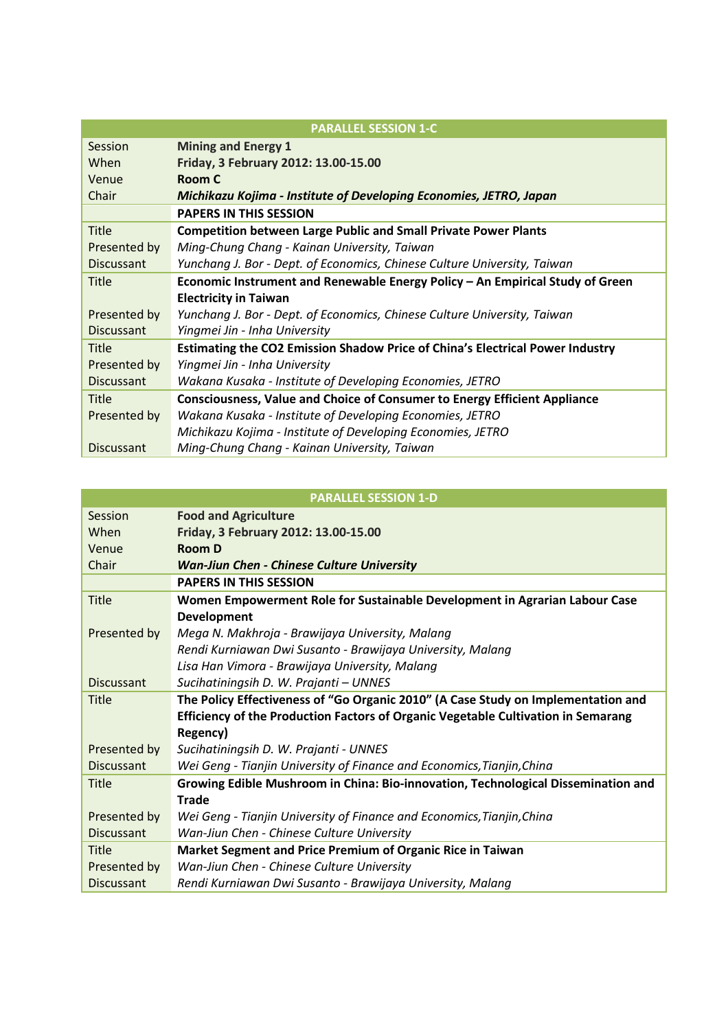| PARALLEL SESSION 1-C | |
|---|---|
| Session | **Mining and Energy 1** |
| When | **Friday, 3 February 2012: 13.00-15.00** |
| Venue | **Room C** |
| Chair | ***Michikazu Kojima - Institute of Developing Economies, JETRO, Japan*** |
| | **PAPERS IN THIS SESSION** |
| Title | **Competition between Large Public and Small Private Power Plants** |
| Presented by | *Ming-Chung Chang - Kainan University, Taiwan* |
| Discussant | *Yunchang J. Bor - Dept. of Economics, Chinese Culture University, Taiwan* |
| Title | **Economic Instrument and Renewable Energy Policy – An Empirical Study of Green Electricity in Taiwan** |
| Presented by | *Yunchang J. Bor - Dept. of Economics, Chinese Culture University, Taiwan* |
| Discussant | *Yingmei Jin - Inha University* |
| Title | **Estimating the CO2 Emission Shadow Price of China's Electrical Power Industry** |
| Presented by | *Yingmei Jin - Inha University* |
| Discussant | *Wakana Kusaka - Institute of Developing Economies, JETRO* |
| Title | **Consciousness, Value and Choice of Consumer to Energy Efficient Appliance** |
| Presented by | *Wakana Kusaka - Institute of Developing Economies, JETRO*<br>*Michikazu Kojima - Institute of Developing Economies, JETRO* |
| Discussant | *Ming-Chung Chang - Kainan University, Taiwan* |

| PARALLEL SESSION 1-D | |
|---|---|
| Session | **Food and Agriculture** |
| When | **Friday, 3 February 2012: 13.00-15.00** |
| Venue | **Room D** |
| Chair | ***Wan-Jiun Chen - Chinese Culture University*** |
| | **PAPERS IN THIS SESSION** |
| Title | **Women Empowerment Role for Sustainable Development in Agrarian Labour Case Development** |
| Presented by | *Mega N. Makhroja - Brawijaya University, Malang*<br>*Rendi Kurniawan Dwi Susanto - Brawijaya University, Malang*<br>*Lisa Han Vimora - Brawijaya University, Malang* |
| Discussant | *Sucihatiningsih D. W. Prajanti – UNNES* |
| Title | **The Policy Effectiveness of "Go Organic 2010" (A Case Study on Implementation and Efficiency of the Production Factors of Organic Vegetable Cultivation in Semarang Regency)** |
| Presented by | *Sucihatiningsih D. W. Prajanti - UNNES* |
| Discussant | *Wei Geng - Tianjin University of Finance and Economics,Tianjin,China* |
| Title | **Growing Edible Mushroom in China: Bio-innovation, Technological Dissemination and Trade** |
| Presented by | *Wei Geng - Tianjin University of Finance and Economics,Tianjin,China* |
| Discussant | *Wan-Jiun Chen - Chinese Culture University* |
| Title | **Market Segment and Price Premium of Organic Rice in Taiwan** |
| Presented by | *Wan-Jiun Chen - Chinese Culture University* |
| Discussant | *Rendi Kurniawan Dwi Susanto - Brawijaya University, Malang* |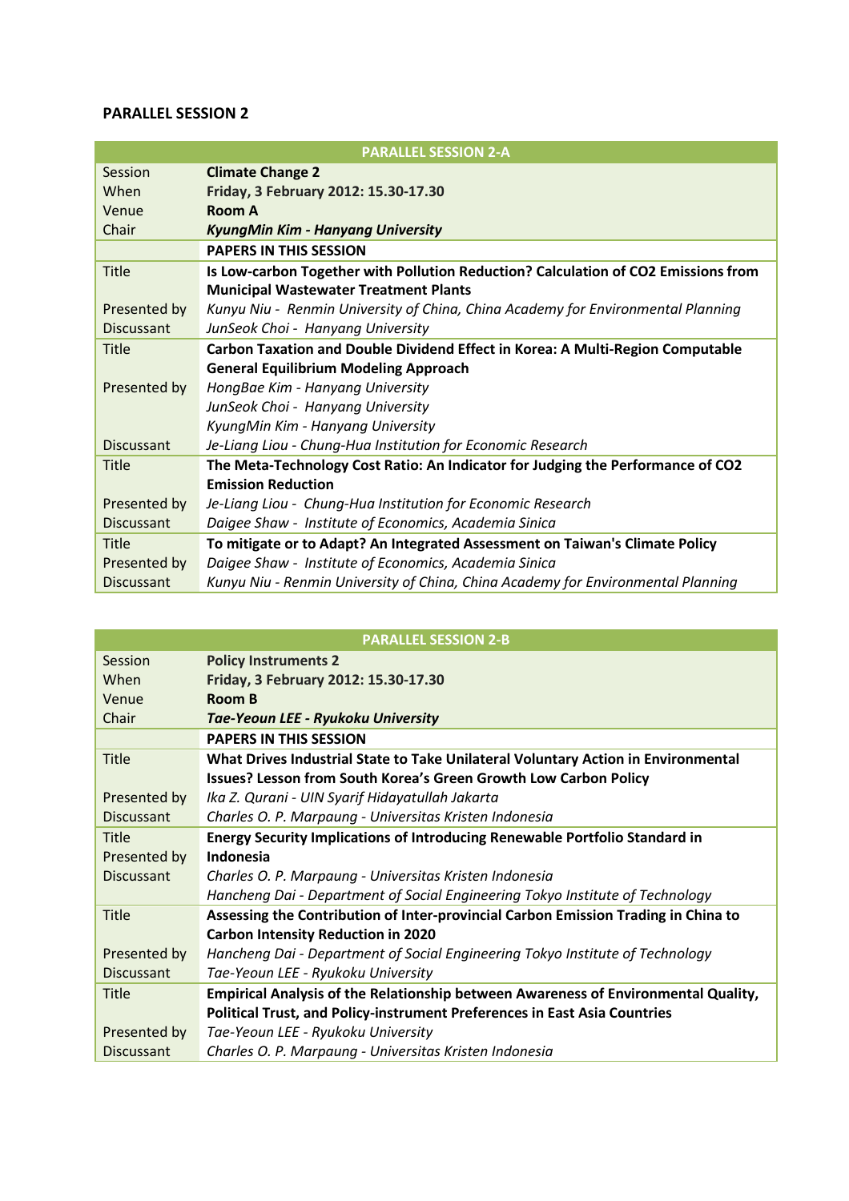**PARALLEL SESSION 2**

| PARALLEL SESSION 2-A | |
|---|---|
| Session | **Climate Change 2** |
| When | **Friday, 3 February 2012: 15.30-17.30** |
| Venue | **Room A** |
| Chair | ***KyungMin Kim - Hanyang University*** |
| | **PAPERS IN THIS SESSION** |
| Title | **Is Low-carbon Together with Pollution Reduction? Calculation of CO2 Emissions from Municipal Wastewater Treatment Plants** |
| Presented by | *Kunyu Niu - Renmin University of China, China Academy for Environmental Planning* |
| Discussant | *JunSeok Choi - Hanyang University* |
| Title | **Carbon Taxation and Double Dividend Effect in Korea: A Multi-Region Computable General Equilibrium Modeling Approach** |
| Presented by | *HongBae Kim - Hanyang University*<br>*JunSeok Choi - Hanyang University*<br>*KyungMin Kim - Hanyang University* |
| Discussant | *Je-Liang Liou - Chung-Hua Institution for Economic Research* |
| Title | **The Meta-Technology Cost Ratio: An Indicator for Judging the Performance of CO2 Emission Reduction** |
| Presented by | *Je-Liang Liou - Chung-Hua Institution for Economic Research* |
| Discussant | *Daigee Shaw - Institute of Economics, Academia Sinica* |
| Title | **To mitigate or to Adapt? An Integrated Assessment on Taiwan's Climate Policy** |
| Presented by | *Daigee Shaw - Institute of Economics, Academia Sinica* |
| Discussant | *Kunyu Niu - Renmin University of China, China Academy for Environmental Planning* |

| PARALLEL SESSION 2-B | |
|---|---|
| Session | **Policy Instruments 2** |
| When | **Friday, 3 February 2012: 15.30-17.30** |
| Venue | **Room B** |
| Chair | ***Tae-Yeoun LEE - Ryukoku University*** |
| | **PAPERS IN THIS SESSION** |
| Title | **What Drives Industrial State to Take Unilateral Voluntary Action in Environmental Issues? Lesson from South Korea's Green Growth Low Carbon Policy** |
| Presented by | *Ika Z. Qurani - UIN Syarif Hidayatullah Jakarta* |
| Discussant | *Charles O. P. Marpaung - Universitas Kristen Indonesia* |
| Title | **Energy Security Implications of Introducing Renewable Portfolio Standard in Indonesia** |
| Presented by | *Charles O. P. Marpaung - Universitas Kristen Indonesia* |
| Discussant | *Hancheng Dai - Department of Social Engineering Tokyo Institute of Technology* |
| Title | **Assessing the Contribution of Inter-provincial Carbon Emission Trading in China to Carbon Intensity Reduction in 2020** |
| Presented by | *Hancheng Dai - Department of Social Engineering Tokyo Institute of Technology* |
| Discussant | *Tae-Yeoun LEE - Ryukoku University* |
| Title | **Empirical Analysis of the Relationship between Awareness of Environmental Quality, Political Trust, and Policy-instrument Preferences in East Asia Countries** |
| Presented by | *Tae-Yeoun LEE - Ryukoku University* |
| Discussant | *Charles O. P. Marpaung - Universitas Kristen Indonesia* |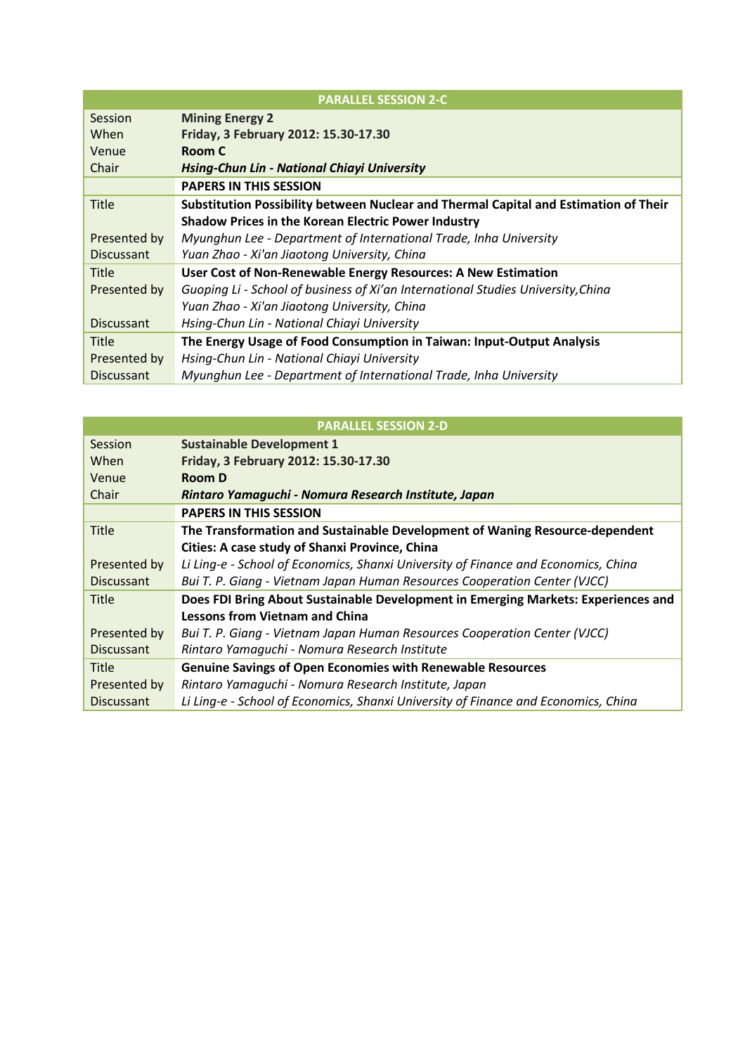| PARALLEL SESSION 2-C | |
|---|---|
| Session | **Mining Energy 2** |
| When | **Friday, 3 February 2012: 15.30-17.30** |
| Venue | **Room C** |
| Chair | ***Hsing-Chun Lin - National Chiayi University*** |
| | **PAPERS IN THIS SESSION** |
| Title | **Substitution Possibility between Nuclear and Thermal Capital and Estimation of Their Shadow Prices in the Korean Electric Power Industry** |
| Presented by | *Myunghun Lee - Department of International Trade, Inha University* |
| Discussant | *Yuan Zhao - Xi'an Jiaotong University, China* |
| Title | **User Cost of Non-Renewable Energy Resources: A New Estimation** |
| Presented by | *Guoping Li - School of business of Xi'an International Studies University,China* |
| | *Yuan Zhao - Xi'an Jiaotong University, China* |
| Discussant | *Hsing-Chun Lin - National Chiayi University* |
| Title | **The Energy Usage of Food Consumption in Taiwan: Input-Output Analysis** |
| Presented by | *Hsing-Chun Lin - National Chiayi University* |
| Discussant | *Myunghun Lee - Department of International Trade, Inha University* |

| PARALLEL SESSION 2-D | |
|---|---|
| Session | **Sustainable Development 1** |
| When | **Friday, 3 February 2012: 15.30-17.30** |
| Venue | **Room D** |
| Chair | ***Rintaro Yamaguchi - Nomura Research Institute, Japan*** |
| | **PAPERS IN THIS SESSION** |
| Title | **The Transformation and Sustainable Development of Waning Resource-dependent Cities: A case study of Shanxi Province, China** |
| Presented by | *Li Ling-e - School of Economics, Shanxi University of Finance and Economics, China* |
| Discussant | *Bui T. P. Giang - Vietnam Japan Human Resources Cooperation Center (VJCC)* |
| Title | **Does FDI Bring About Sustainable Development in Emerging Markets: Experiences and Lessons from Vietnam and China** |
| Presented by | *Bui T. P. Giang - Vietnam Japan Human Resources Cooperation Center (VJCC)* |
| Discussant | *Rintaro Yamaguchi - Nomura Research Institute* |
| Title | **Genuine Savings of Open Economies with Renewable Resources** |
| Presented by | *Rintaro Yamaguchi - Nomura Research Institute, Japan* |
| Discussant | *Li Ling-e - School of Economics, Shanxi University of Finance and Economics, China* |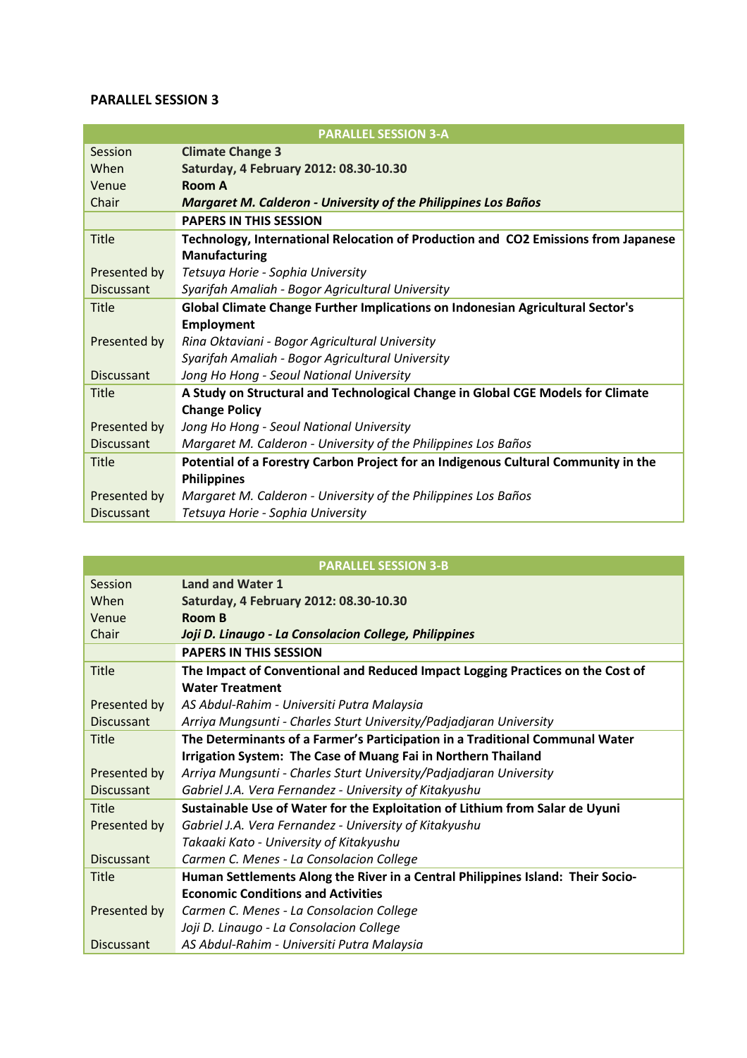## PARALLEL SESSION 3

| PARALLEL SESSION 3-A | |
|---|---|
| Session | **Climate Change 3** |
| When | **Saturday, 4 February 2012: 08.30-10.30** |
| Venue | **Room A** |
| Chair | ***Margaret M. Calderon - University of the Philippines Los Baños*** |
| | **PAPERS IN THIS SESSION** |
| Title | **Technology, International Relocation of Production and CO2 Emissions from Japanese Manufacturing** |
| Presented by | *Tetsuya Horie - Sophia University* |
| Discussant | *Syarifah Amaliah - Bogor Agricultural University* |
| Title | **Global Climate Change Further Implications on Indonesian Agricultural Sector's Employment** |
| Presented by | *Rina Oktaviani - Bogor Agricultural University*<br>*Syarifah Amaliah - Bogor Agricultural University* |
| Discussant | *Jong Ho Hong - Seoul National University* |
| Title | **A Study on Structural and Technological Change in Global CGE Models for Climate Change Policy** |
| Presented by | *Jong Ho Hong - Seoul National University* |
| Discussant | *Margaret M. Calderon - University of the Philippines Los Baños* |
| Title | **Potential of a Forestry Carbon Project for an Indigenous Cultural Community in the Philippines** |
| Presented by | *Margaret M. Calderon - University of the Philippines Los Baños* |
| Discussant | *Tetsuya Horie - Sophia University* |

| PARALLEL SESSION 3-B | |
|---|---|
| Session | **Land and Water 1** |
| When | **Saturday, 4 February 2012: 08.30-10.30** |
| Venue | **Room B** |
| Chair | ***Joji D. Linaugo - La Consolacion College, Philippines*** |
| | **PAPERS IN THIS SESSION** |
| Title | **The Impact of Conventional and Reduced Impact Logging Practices on the Cost of Water Treatment** |
| Presented by | *AS Abdul-Rahim - Universiti Putra Malaysia* |
| Discussant | *Arriya Mungsunti - Charles Sturt University/Padjadjaran University* |
| Title | **The Determinants of a Farmer's Participation in a Traditional Communal Water Irrigation System: The Case of Muang Fai in Northern Thailand** |
| Presented by | *Arriya Mungsunti - Charles Sturt University/Padjadjaran University* |
| Discussant | *Gabriel J.A. Vera Fernandez - University of Kitakyushu* |
| Title | **Sustainable Use of Water for the Exploitation of Lithium from Salar de Uyuni** |
| Presented by | *Gabriel J.A. Vera Fernandez - University of Kitakyushu*<br>*Takaaki Kato - University of Kitakyushu* |
| Discussant | *Carmen C. Menes - La Consolacion College* |
| Title | **Human Settlements Along the River in a Central Philippines Island: Their Socio-Economic Conditions and Activities** |
| Presented by | *Carmen C. Menes - La Consolacion College*<br>*Joji D. Linaugo - La Consolacion College* |
| Discussant | *AS Abdul-Rahim - Universiti Putra Malaysia* |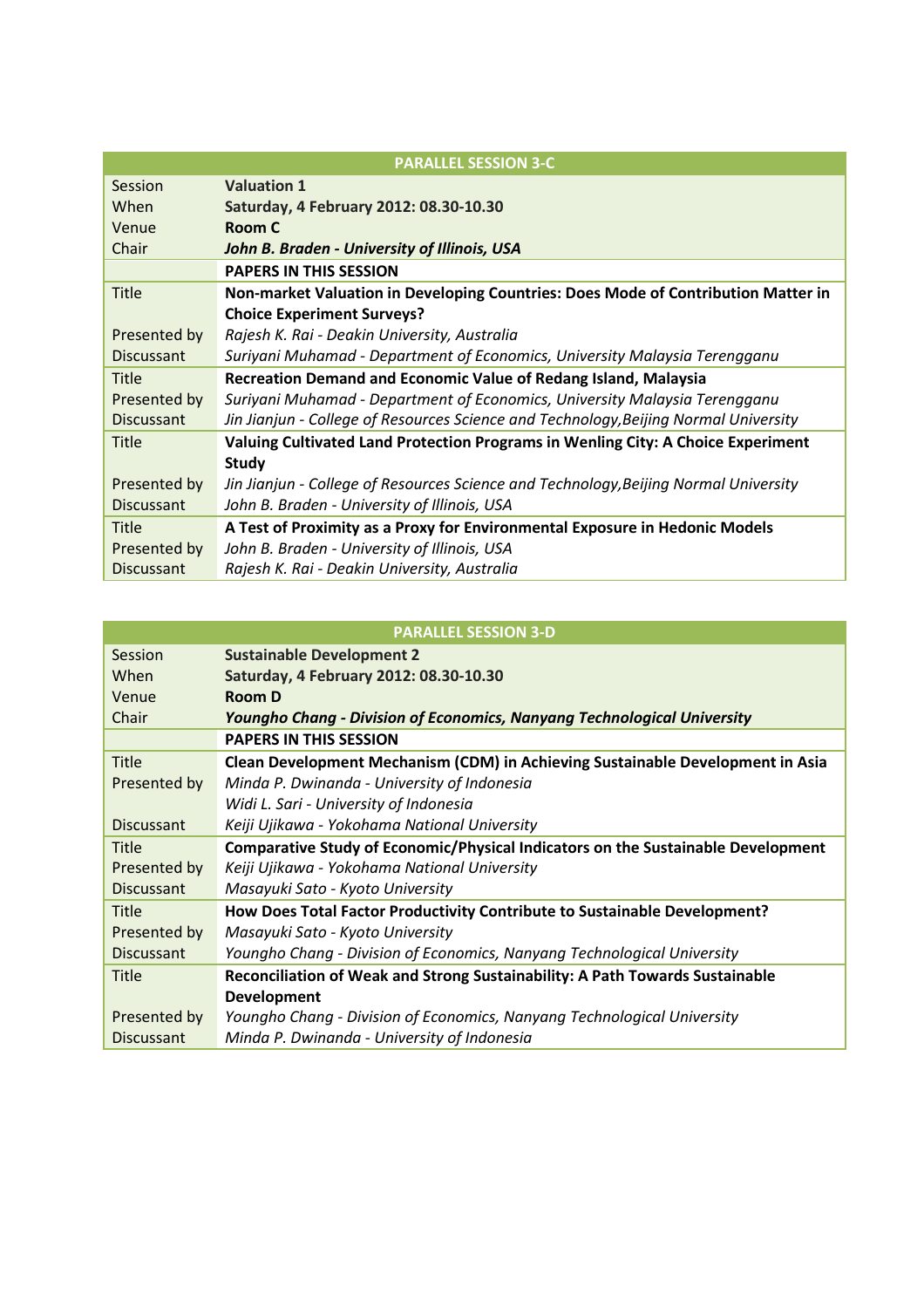| PARALLEL SESSION 3-C | |
|---|---|
| Session | **Valuation 1** |
| When | **Saturday, 4 February 2012: 08.30-10.30** |
| Venue | **Room C** |
| Chair | ***John B. Braden - University of Illinois, USA*** |
| | **PAPERS IN THIS SESSION** |
| Title | **Non-market Valuation in Developing Countries: Does Mode of Contribution Matter in Choice Experiment Surveys?** |
| Presented by | *Rajesh K. Rai - Deakin University, Australia* |
| Discussant | *Suriyani Muhamad - Department of Economics, University Malaysia Terengganu* |
| Title | **Recreation Demand and Economic Value of Redang Island, Malaysia** |
| Presented by | *Suriyani Muhamad - Department of Economics, University Malaysia Terengganu* |
| Discussant | *Jin Jianjun - College of Resources Science and Technology,Beijing Normal University* |
| Title | **Valuing Cultivated Land Protection Programs in Wenling City: A Choice Experiment Study** |
| Presented by | *Jin Jianjun - College of Resources Science and Technology,Beijing Normal University* |
| Discussant | *John B. Braden - University of Illinois, USA* |
| Title | **A Test of Proximity as a Proxy for Environmental Exposure in Hedonic Models** |
| Presented by | *John B. Braden - University of Illinois, USA* |
| Discussant | *Rajesh K. Rai - Deakin University, Australia* |

| PARALLEL SESSION 3-D | |
|---|---|
| Session | **Sustainable Development 2** |
| When | **Saturday, 4 February 2012: 08.30-10.30** |
| Venue | **Room D** |
| Chair | ***Youngho Chang - Division of Economics, Nanyang Technological University*** |
| | **PAPERS IN THIS SESSION** |
| Title | **Clean Development Mechanism (CDM) in Achieving Sustainable Development in Asia** |
| Presented by | *Minda P. Dwinanda - University of Indonesia* |
| | *Widi L. Sari - University of Indonesia* |
| Discussant | *Keiji Ujikawa - Yokohama National University* |
| Title | **Comparative Study of Economic/Physical Indicators on the Sustainable Development** |
| Presented by | *Keiji Ujikawa - Yokohama National University* |
| Discussant | *Masayuki Sato - Kyoto University* |
| Title | **How Does Total Factor Productivity Contribute to Sustainable Development?** |
| Presented by | *Masayuki Sato - Kyoto University* |
| Discussant | *Youngho Chang - Division of Economics, Nanyang Technological University* |
| Title | **Reconciliation of Weak and Strong Sustainability: A Path Towards Sustainable Development** |
| Presented by | *Youngho Chang - Division of Economics, Nanyang Technological University* |
| Discussant | *Minda P. Dwinanda - University of Indonesia* |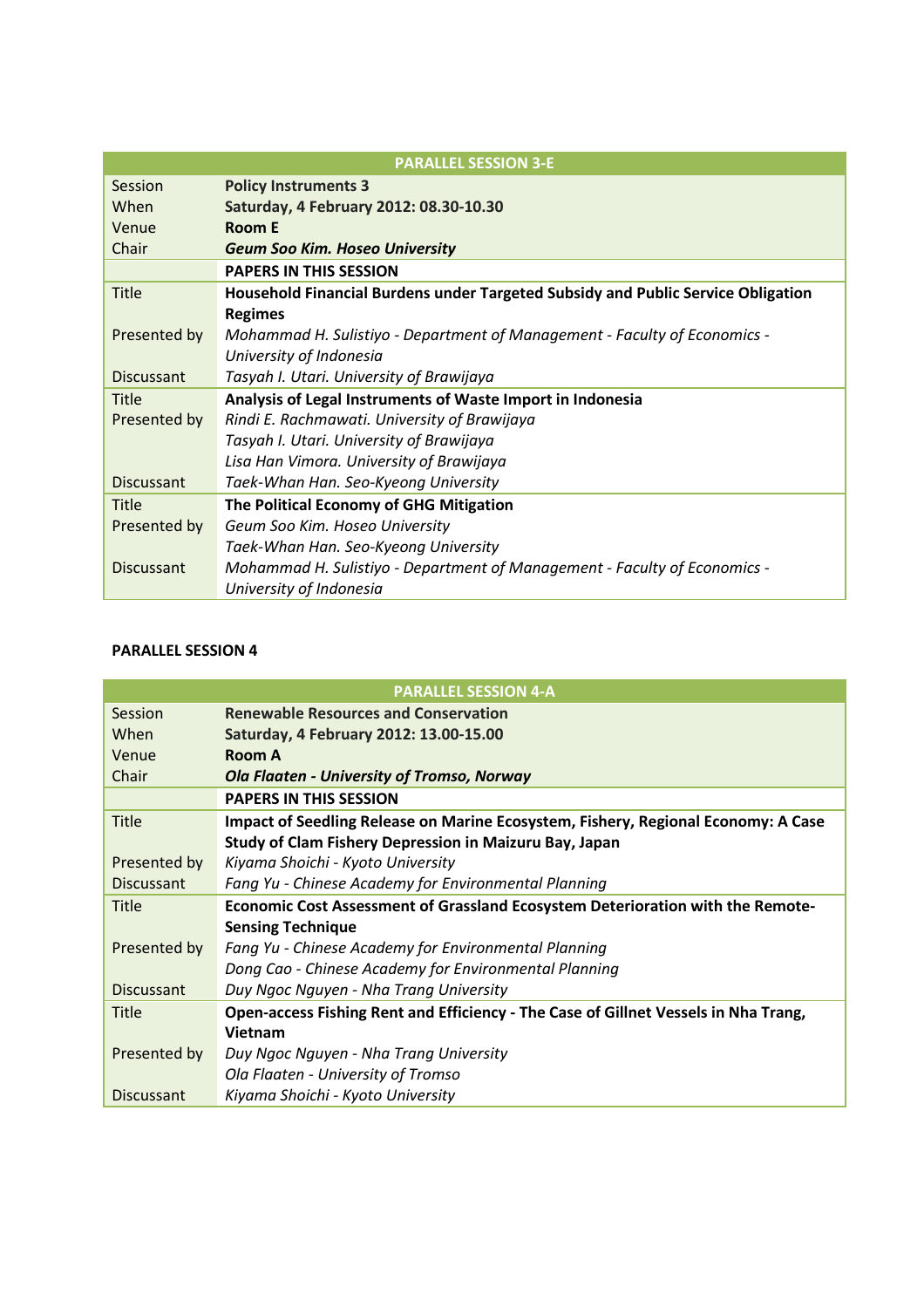| PARALLEL SESSION 3-E | |
|---|---|
| Session | **Policy Instruments 3** |
| When | **Saturday, 4 February 2012: 08.30-10.30** |
| Venue | **Room E** |
| Chair | ***Geum Soo Kim. Hoseo University*** |
| | **PAPERS IN THIS SESSION** |
| Title | **Household Financial Burdens under Targeted Subsidy and Public Service Obligation Regimes** |
| Presented by | *Mohammad H. Sulistiyo - Department of Management - Faculty of Economics - University of Indonesia* |
| Discussant | *Tasyah I. Utari. University of Brawijaya* |
| Title | **Analysis of Legal Instruments of Waste Import in Indonesia** |
| Presented by | *Rindi E. Rachmawati. University of Brawijaya*<br>*Tasyah I. Utari. University of Brawijaya*<br>*Lisa Han Vimora. University of Brawijaya* |
| Discussant | *Taek-Whan Han. Seo-Kyeong University* |
| Title | **The Political Economy of GHG Mitigation** |
| Presented by | *Geum Soo Kim. Hoseo University*<br>*Taek-Whan Han. Seo-Kyeong University* |
| Discussant | *Mohammad H. Sulistiyo - Department of Management - Faculty of Economics - University of Indonesia* |

**PARALLEL SESSION 4**

| PARALLEL SESSION 4-A | |
|---|---|
| Session | **Renewable Resources and Conservation** |
| When | **Saturday, 4 February 2012: 13.00-15.00** |
| Venue | **Room A** |
| Chair | ***Ola Flaaten - University of Tromso, Norway*** |
| | **PAPERS IN THIS SESSION** |
| Title | **Impact of Seedling Release on Marine Ecosystem, Fishery, Regional Economy: A Case Study of Clam Fishery Depression in Maizuru Bay, Japan** |
| Presented by | *Kiyama Shoichi - Kyoto University* |
| Discussant | *Fang Yu - Chinese Academy for Environmental Planning* |
| Title | **Economic Cost Assessment of Grassland Ecosystem Deterioration with the Remote-Sensing Technique** |
| Presented by | *Fang Yu - Chinese Academy for Environmental Planning*<br>*Dong Cao - Chinese Academy for Environmental Planning* |
| Discussant | *Duy Ngoc Nguyen - Nha Trang University* |
| Title | **Open-access Fishing Rent and Efficiency - The Case of Gillnet Vessels in Nha Trang, Vietnam** |
| Presented by | *Duy Ngoc Nguyen - Nha Trang University*<br>*Ola Flaaten - University of Tromso* |
| Discussant | *Kiyama Shoichi - Kyoto University* |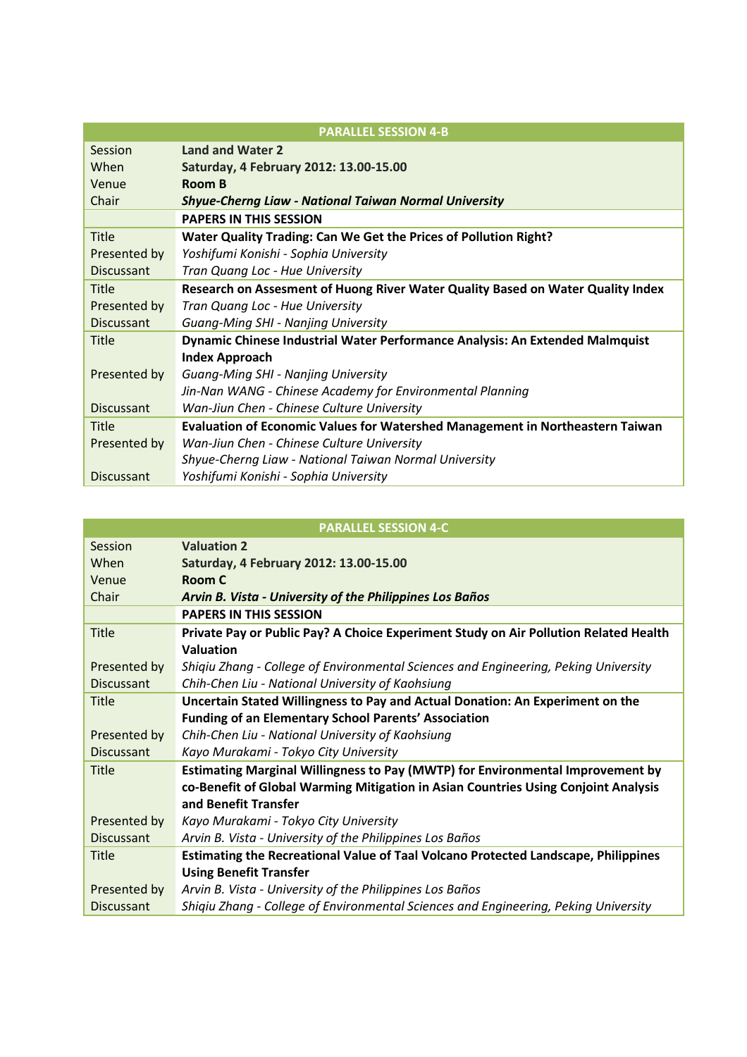| PARALLEL SESSION 4-B | |
|---|---|
| Session | **Land and Water 2** |
| When | **Saturday, 4 February 2012: 13.00-15.00** |
| Venue | **Room B** |
| Chair | ***Shyue-Cherng Liaw - National Taiwan Normal University*** |
| | **PAPERS IN THIS SESSION** |
| Title | **Water Quality Trading: Can We Get the Prices of Pollution Right?** |
| Presented by | *Yoshifumi Konishi - Sophia University* |
| Discussant | *Tran Quang Loc - Hue University* |
| Title | **Research on Assesment of Huong River Water Quality Based on Water Quality Index** |
| Presented by | *Tran Quang Loc - Hue University* |
| Discussant | *Guang-Ming SHI - Nanjing University* |
| Title | **Dynamic Chinese Industrial Water Performance Analysis: An Extended Malmquist Index Approach** |
| Presented by | *Guang-Ming SHI - Nanjing University* |
| | *Jin-Nan WANG - Chinese Academy for Environmental Planning* |
| Discussant | *Wan-Jiun Chen - Chinese Culture University* |
| Title | **Evaluation of Economic Values for Watershed Management in Northeastern Taiwan** |
| Presented by | *Wan-Jiun Chen - Chinese Culture University* |
| | *Shyue-Cherng Liaw - National Taiwan Normal University* |
| Discussant | *Yoshifumi Konishi - Sophia University* |

| PARALLEL SESSION 4-C | |
|---|---|
| Session | **Valuation 2** |
| When | **Saturday, 4 February 2012: 13.00-15.00** |
| Venue | **Room C** |
| Chair | ***Arvin B. Vista - University of the Philippines Los Baños*** |
| | **PAPERS IN THIS SESSION** |
| Title | **Private Pay or Public Pay? A Choice Experiment Study on Air Pollution Related Health Valuation** |
| Presented by | *Shiqiu Zhang - College of Environmental Sciences and Engineering, Peking University* |
| Discussant | *Chih-Chen Liu - National University of Kaohsiung* |
| Title | **Uncertain Stated Willingness to Pay and Actual Donation: An Experiment on the Funding of an Elementary School Parents' Association** |
| Presented by | *Chih-Chen Liu - National University of Kaohsiung* |
| Discussant | *Kayo Murakami - Tokyo City University* |
| Title | **Estimating Marginal Willingness to Pay (MWTP) for Environmental Improvement by co-Benefit of Global Warming Mitigation in Asian Countries Using Conjoint Analysis and Benefit Transfer** |
| Presented by | *Kayo Murakami - Tokyo City University* |
| Discussant | *Arvin B. Vista - University of the Philippines Los Baños* |
| Title | **Estimating the Recreational Value of Taal Volcano Protected Landscape, Philippines Using Benefit Transfer** |
| Presented by | *Arvin B. Vista - University of the Philippines Los Baños* |
| Discussant | *Shiqiu Zhang - College of Environmental Sciences and Engineering, Peking University* |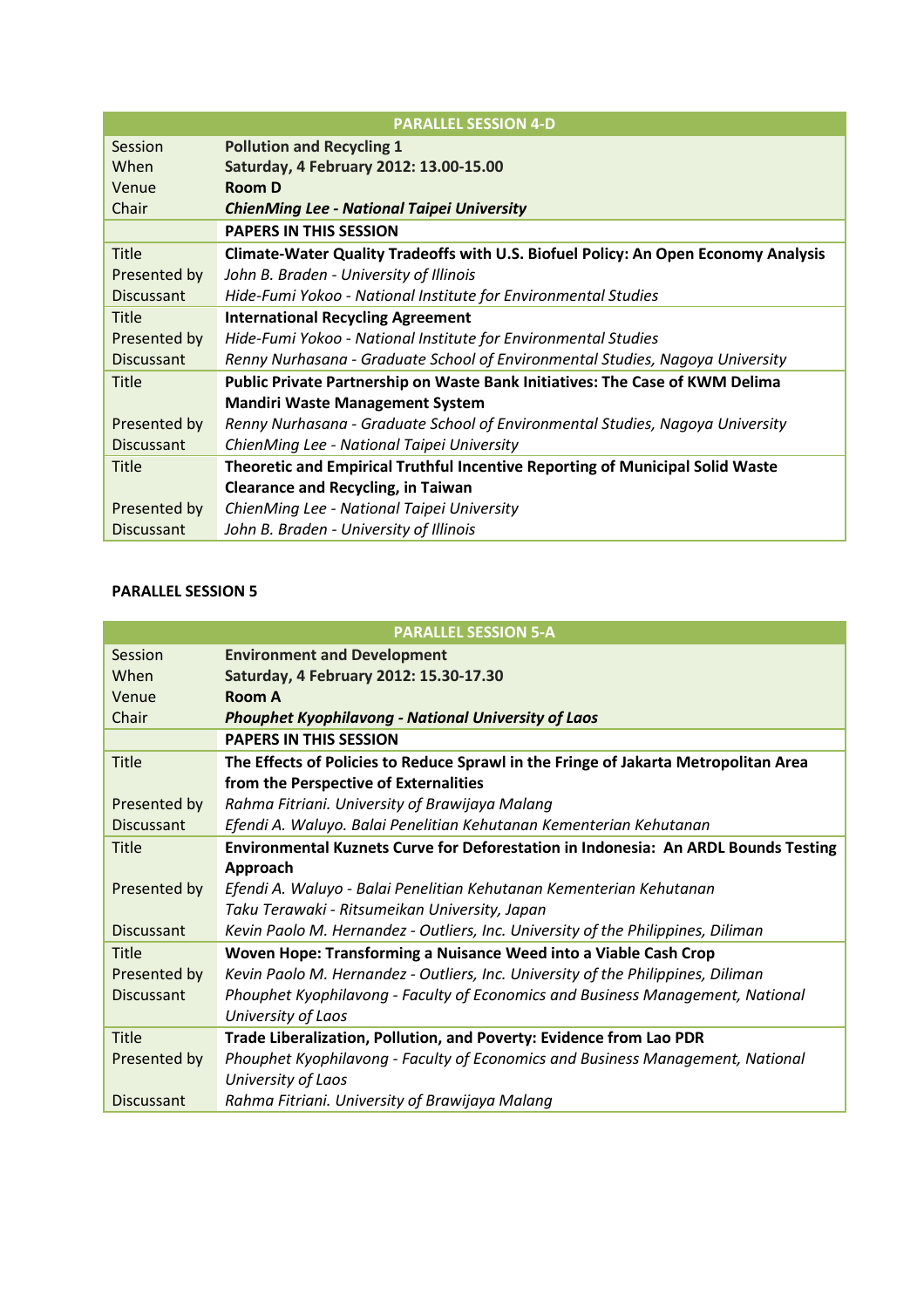| PARALLEL SESSION 4-D | |
|---|---|
| Session | **Pollution and Recycling 1** |
| When | **Saturday, 4 February 2012: 13.00-15.00** |
| Venue | **Room D** |
| Chair | ***ChienMing Lee - National Taipei University*** |
| | **PAPERS IN THIS SESSION** |
| Title | **Climate-Water Quality Tradeoffs with U.S. Biofuel Policy: An Open Economy Analysis** |
| Presented by | *John B. Braden - University of Illinois* |
| Discussant | *Hide-Fumi Yokoo - National Institute for Environmental Studies* |
| Title | **International Recycling Agreement** |
| Presented by | *Hide-Fumi Yokoo - National Institute for Environmental Studies* |
| Discussant | *Renny Nurhasana - Graduate School of Environmental Studies, Nagoya University* |
| Title | **Public Private Partnership on Waste Bank Initiatives: The Case of KWM Delima Mandiri Waste Management System** |
| Presented by | *Renny Nurhasana - Graduate School of Environmental Studies, Nagoya University* |
| Discussant | *ChienMing Lee - National Taipei University* |
| Title | **Theoretic and Empirical Truthful Incentive Reporting of Municipal Solid Waste Clearance and Recycling, in Taiwan** |
| Presented by | *ChienMing Lee - National Taipei University* |
| Discussant | *John B. Braden - University of Illinois* |

**PARALLEL SESSION 5**

| PARALLEL SESSION 5-A | |
|---|---|
| Session | **Environment and Development** |
| When | **Saturday, 4 February 2012: 15.30-17.30** |
| Venue | **Room A** |
| Chair | ***Phouphet Kyophilavong - National University of Laos*** |
| | **PAPERS IN THIS SESSION** |
| Title | **The Effects of Policies to Reduce Sprawl in the Fringe of Jakarta Metropolitan Area from the Perspective of Externalities** |
| Presented by | *Rahma Fitriani. University of Brawijaya Malang* |
| Discussant | *Efendi A. Waluyo. Balai Penelitian Kehutanan Kementerian Kehutanan* |
| Title | **Environmental Kuznets Curve for Deforestation in Indonesia: An ARDL Bounds Testing Approach** |
| Presented by | *Efendi A. Waluyo - Balai Penelitian Kehutanan Kementerian Kehutanan*<br>*Taku Terawaki - Ritsumeikan University, Japan* |
| Discussant | *Kevin Paolo M. Hernandez - Outliers, Inc. University of the Philippines, Diliman* |
| Title | **Woven Hope: Transforming a Nuisance Weed into a Viable Cash Crop** |
| Presented by | *Kevin Paolo M. Hernandez - Outliers, Inc. University of the Philippines, Diliman* |
| Discussant | *Phouphet Kyophilavong - Faculty of Economics and Business Management, National University of Laos* |
| Title | **Trade Liberalization, Pollution, and Poverty: Evidence from Lao PDR** |
| Presented by | *Phouphet Kyophilavong - Faculty of Economics and Business Management, National University of Laos* |
| Discussant | *Rahma Fitriani. University of Brawijaya Malang* |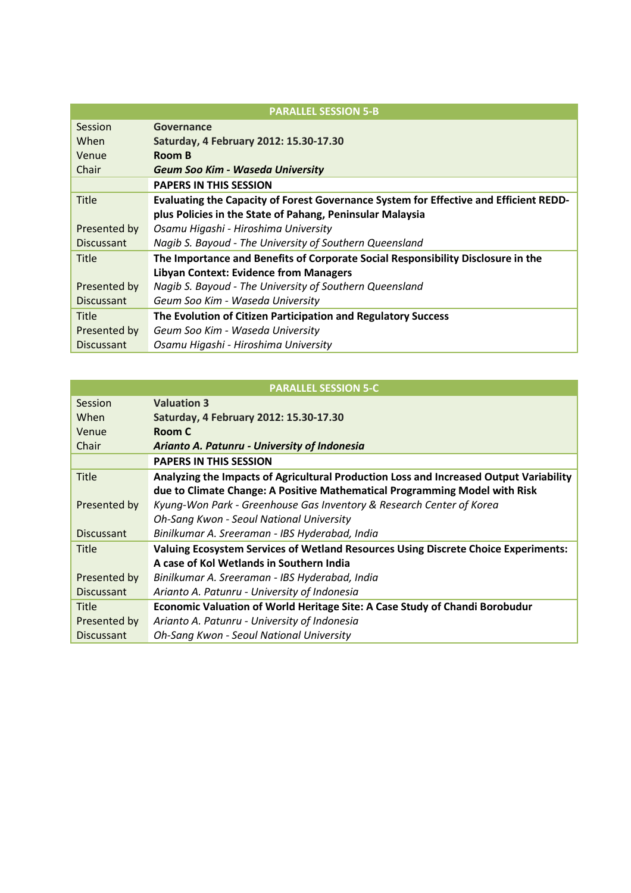| PARALLEL SESSION 5-B | |
|---|---|
| Session | **Governance** |
| When | **Saturday, 4 February 2012: 15.30-17.30** |
| Venue | **Room B** |
| Chair | ***Geum Soo Kim - Waseda University*** |
| | **PAPERS IN THIS SESSION** |
| Title | **Evaluating the Capacity of Forest Governance System for Effective and Efficient REDD-plus Policies in the State of Pahang, Peninsular Malaysia** |
| Presented by | *Osamu Higashi - Hiroshima University* |
| Discussant | *Nagib S. Bayoud - The University of Southern Queensland* |
| Title | **The Importance and Benefits of Corporate Social Responsibility Disclosure in the Libyan Context: Evidence from Managers** |
| Presented by | *Nagib S. Bayoud - The University of Southern Queensland* |
| Discussant | *Geum Soo Kim - Waseda University* |
| Title | **The Evolution of Citizen Participation and Regulatory Success** |
| Presented by | *Geum Soo Kim - Waseda University* |
| Discussant | *Osamu Higashi - Hiroshima University* |

| PARALLEL SESSION 5-C | |
|---|---|
| Session | **Valuation 3** |
| When | **Saturday, 4 February 2012: 15.30-17.30** |
| Venue | **Room C** |
| Chair | ***Arianto A. Patunru - University of Indonesia*** |
| | **PAPERS IN THIS SESSION** |
| Title | **Analyzing the Impacts of Agricultural Production Loss and Increased Output Variability due to Climate Change: A Positive Mathematical Programming Model with Risk** |
| Presented by | *Kyung-Won Park - Greenhouse Gas Inventory & Research Center of Korea*<br>*Oh-Sang Kwon - Seoul National University* |
| Discussant | *Binilkumar A. Sreeraman - IBS Hyderabad, India* |
| Title | **Valuing Ecosystem Services of Wetland Resources Using Discrete Choice Experiments: A case of Kol Wetlands in Southern India** |
| Presented by | *Binilkumar A. Sreeraman - IBS Hyderabad, India* |
| Discussant | *Arianto A. Patunru - University of Indonesia* |
| Title | **Economic Valuation of World Heritage Site: A Case Study of Chandi Borobudur** |
| Presented by | *Arianto A. Patunru - University of Indonesia* |
| Discussant | *Oh-Sang Kwon - Seoul National University* |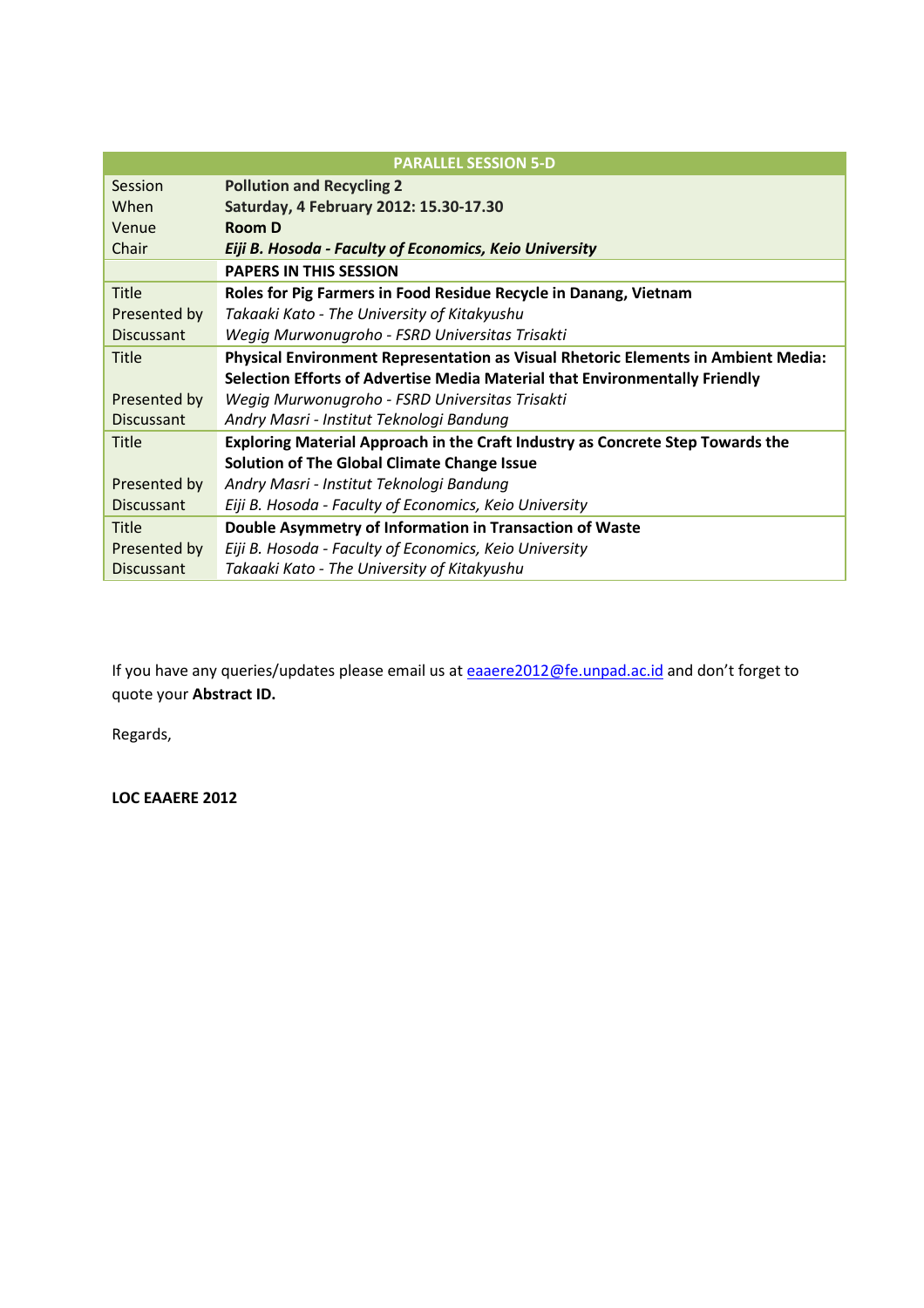| PARALLEL SESSION 5-D | |
|---|---|
| Session | **Pollution and Recycling 2** |
| When | **Saturday, 4 February 2012: 15.30-17.30** |
| Venue | **Room D** |
| Chair | ***Eiji B. Hosoda - Faculty of Economics, Keio University*** |
| | **PAPERS IN THIS SESSION** |
| Title | **Roles for Pig Farmers in Food Residue Recycle in Danang, Vietnam** |
| Presented by | *Takaaki Kato - The University of Kitakyushu* |
| Discussant | *Wegig Murwonugroho - FSRD Universitas Trisakti* |
| Title | **Physical Environment Representation as Visual Rhetoric Elements in Ambient Media: Selection Efforts of Advertise Media Material that Environmentally Friendly** |
| Presented by | *Wegig Murwonugroho - FSRD Universitas Trisakti* |
| Discussant | *Andry Masri - Institut Teknologi Bandung* |
| Title | **Exploring Material Approach in the Craft Industry as Concrete Step Towards the Solution of The Global Climate Change Issue** |
| Presented by | *Andry Masri - Institut Teknologi Bandung* |
| Discussant | *Eiji B. Hosoda - Faculty of Economics, Keio University* |
| Title | **Double Asymmetry of Information in Transaction of Waste** |
| Presented by | *Eiji B. Hosoda - Faculty of Economics, Keio University* |
| Discussant | *Takaaki Kato - The University of Kitakyushu* |

If you have any queries/updates please email us at eaaere2012@fe.unpad.ac.id and don't forget to quote your **Abstract ID.**

Regards,

**LOC EAAERE 2012**